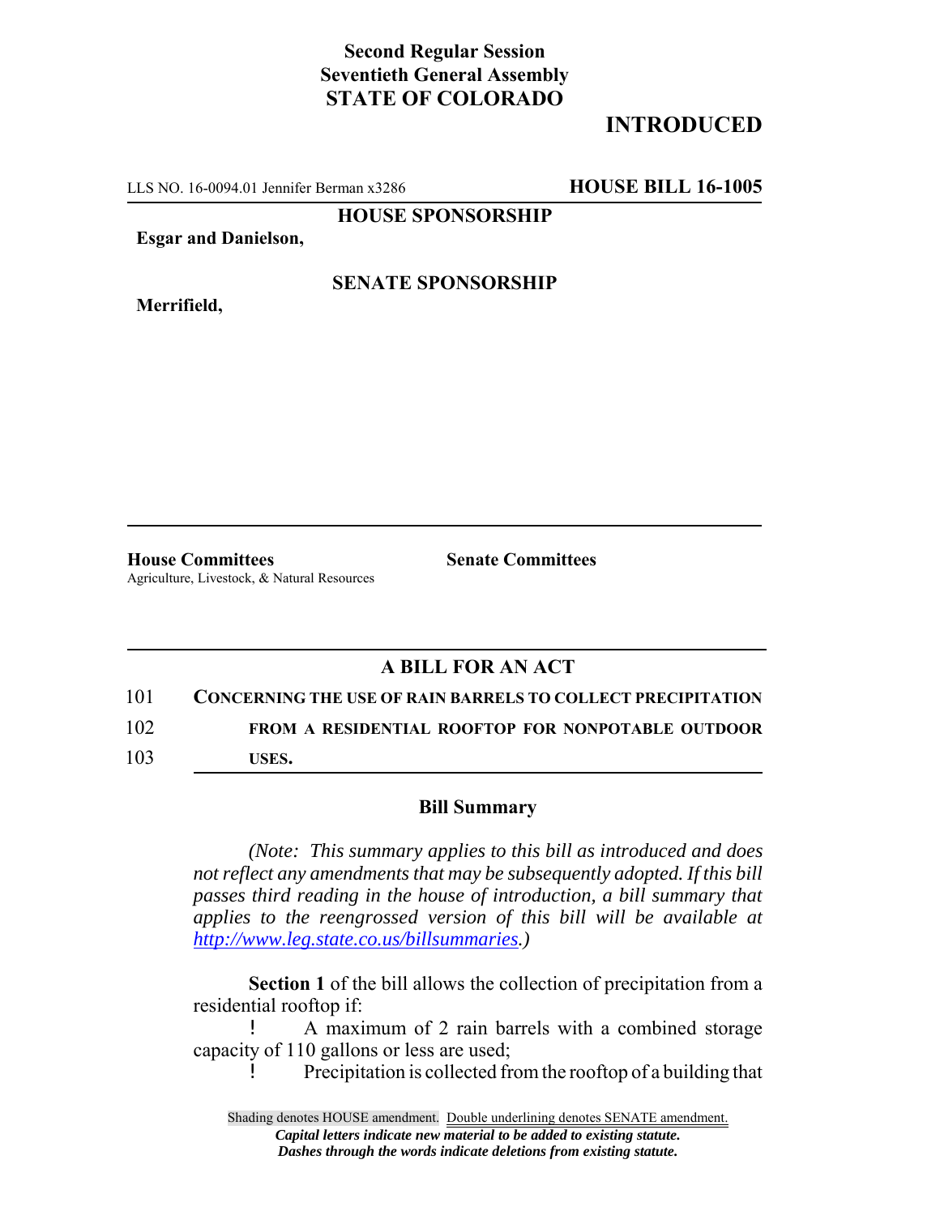**Second Regular Session**
**Seventieth General Assembly**
**STATE OF COLORADO**

# INTRODUCED

LLS NO. 16-0094.01 Jennifer Berman x3286 **HOUSE BILL 16-1005**

**HOUSE SPONSORSHIP**

**Esgar and Danielson,**

**SENATE SPONSORSHIP**

**Merrifield,**

**House Committees**
Agriculture, Livestock, & Natural Resources

**Senate Committees**

## A BILL FOR AN ACT

101 **CONCERNING THE USE OF RAIN BARRELS TO COLLECT PRECIPITATION**
102 **FROM A RESIDENTIAL ROOFTOP FOR NONPOTABLE OUTDOOR**
103 **USES.**

### Bill Summary

*(Note: This summary applies to this bill as introduced and does not reflect any amendments that may be subsequently adopted. If this bill passes third reading in the house of introduction, a bill summary that applies to the reengrossed version of this bill will be available at http://www.leg.state.co.us/billsummaries.)*

**Section 1** of the bill allows the collection of precipitation from a residential rooftop if:

- A maximum of 2 rain barrels with a combined storage capacity of 110 gallons or less are used;
- Precipitation is collected from the rooftop of a building that

Shading denotes HOUSE amendment. Double underlining denotes SENATE amendment.
*Capital letters indicate new material to be added to existing statute.*
*Dashes through the words indicate deletions from existing statute.*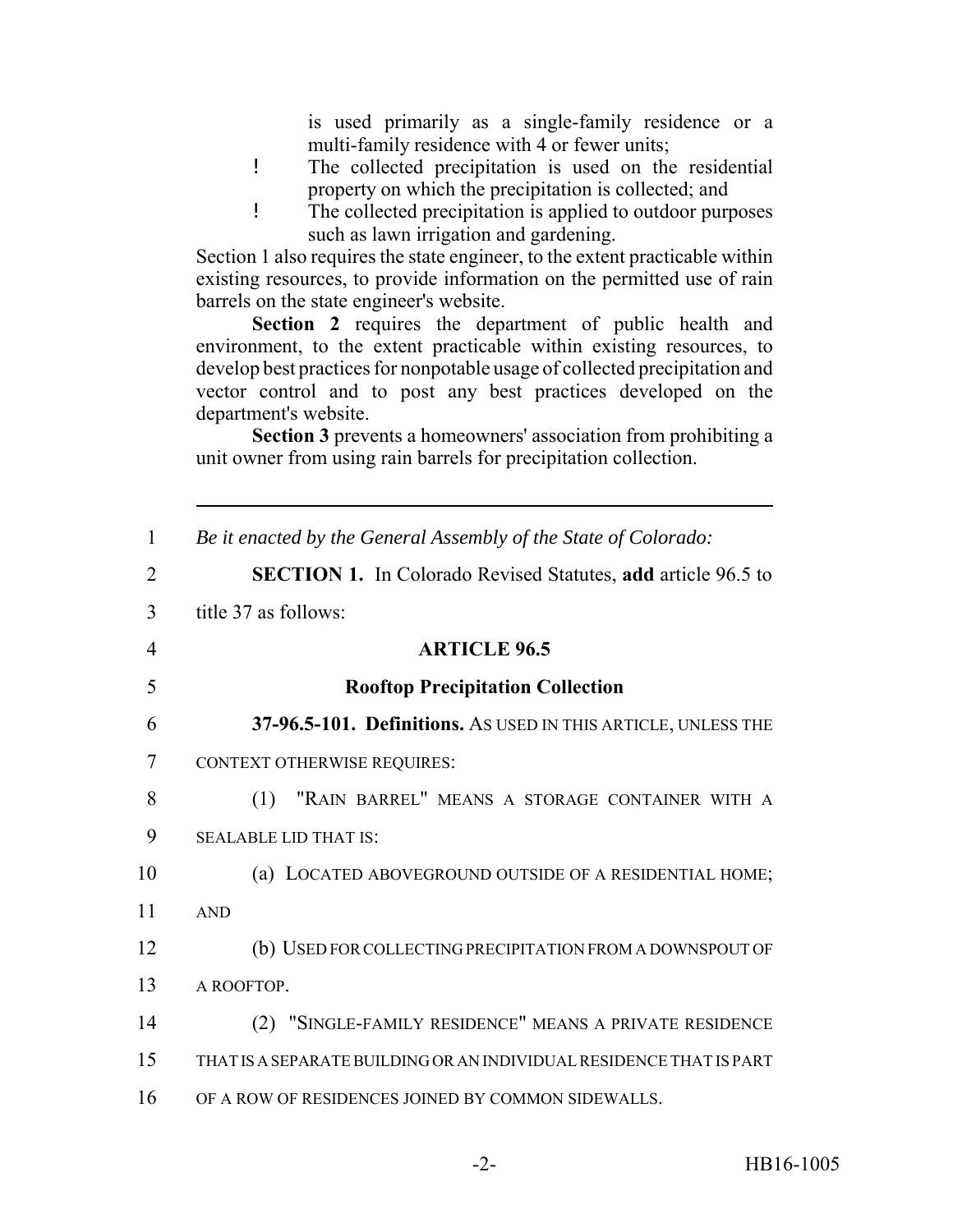is used primarily as a single-family residence or a multi-family residence with 4 or fewer units;

- The collected precipitation is used on the residential property on which the precipitation is collected; and
- The collected precipitation is applied to outdoor purposes such as lawn irrigation and gardening.

Section 1 also requires the state engineer, to the extent practicable within existing resources, to provide information on the permitted use of rain barrels on the state engineer's website.

**Section 2** requires the department of public health and environment, to the extent practicable within existing resources, to develop best practices for nonpotable usage of collected precipitation and vector control and to post any best practices developed on the department's website.

**Section 3** prevents a homeowners' association from prohibiting a unit owner from using rain barrels for precipitation collection.

---

1 *Be it enacted by the General Assembly of the State of Colorado:*

2 **SECTION 1.** In Colorado Revised Statutes, **add** article 96.5 to
3 title 37 as follows:

4 **ARTICLE 96.5**

5 **Rooftop Precipitation Collection**

6 **37-96.5-101. Definitions.** AS USED IN THIS ARTICLE, UNLESS THE
7 CONTEXT OTHERWISE REQUIRES:

8 (1) "RAIN BARREL" MEANS A STORAGE CONTAINER WITH A
9 SEALABLE LID THAT IS:

10 (a) LOCATED ABOVEGROUND OUTSIDE OF A RESIDENTIAL HOME;
11 AND

12 (b) USED FOR COLLECTING PRECIPITATION FROM A DOWNSPOUT OF
13 A ROOFTOP.

14 (2) "SINGLE-FAMILY RESIDENCE" MEANS A PRIVATE RESIDENCE
15 THAT IS A SEPARATE BUILDING OR AN INDIVIDUAL RESIDENCE THAT IS PART
16 OF A ROW OF RESIDENCES JOINED BY COMMON SIDEWALLS.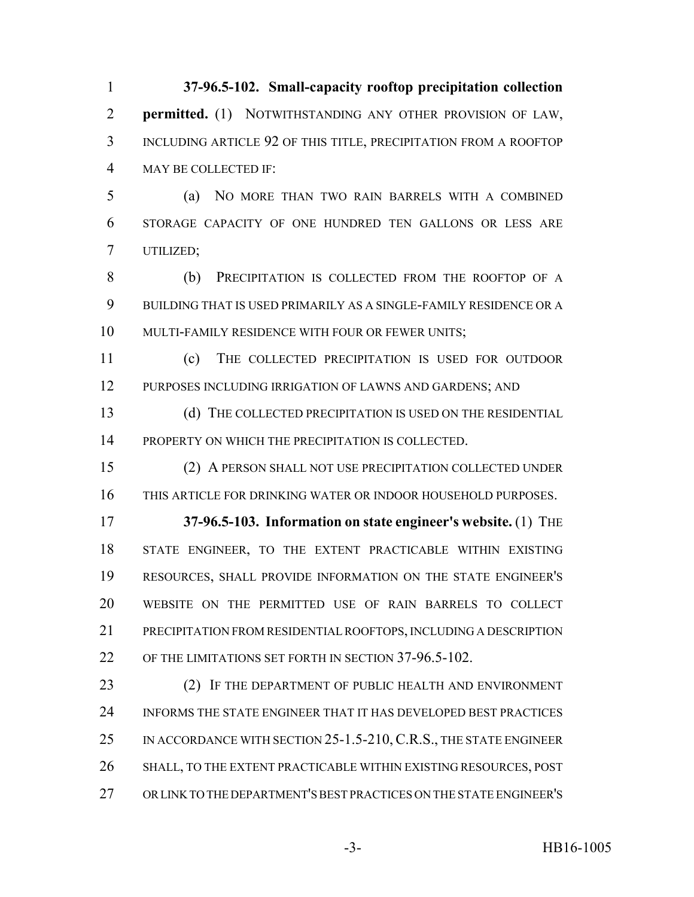**37-96.5-102. Small-capacity rooftop precipitation collection permitted.** (1) NOTWITHSTANDING ANY OTHER PROVISION OF LAW, INCLUDING ARTICLE 92 OF THIS TITLE, PRECIPITATION FROM A ROOFTOP MAY BE COLLECTED IF:

(a) NO MORE THAN TWO RAIN BARRELS WITH A COMBINED STORAGE CAPACITY OF ONE HUNDRED TEN GALLONS OR LESS ARE UTILIZED;

(b) PRECIPITATION IS COLLECTED FROM THE ROOFTOP OF A BUILDING THAT IS USED PRIMARILY AS A SINGLE-FAMILY RESIDENCE OR A MULTI-FAMILY RESIDENCE WITH FOUR OR FEWER UNITS;

(c) THE COLLECTED PRECIPITATION IS USED FOR OUTDOOR PURPOSES INCLUDING IRRIGATION OF LAWNS AND GARDENS; AND

(d) THE COLLECTED PRECIPITATION IS USED ON THE RESIDENTIAL PROPERTY ON WHICH THE PRECIPITATION IS COLLECTED.

(2) A PERSON SHALL NOT USE PRECIPITATION COLLECTED UNDER THIS ARTICLE FOR DRINKING WATER OR INDOOR HOUSEHOLD PURPOSES.

**37-96.5-103. Information on state engineer's website.** (1) THE STATE ENGINEER, TO THE EXTENT PRACTICABLE WITHIN EXISTING RESOURCES, SHALL PROVIDE INFORMATION ON THE STATE ENGINEER'S WEBSITE ON THE PERMITTED USE OF RAIN BARRELS TO COLLECT PRECIPITATION FROM RESIDENTIAL ROOFTOPS, INCLUDING A DESCRIPTION OF THE LIMITATIONS SET FORTH IN SECTION 37-96.5-102.

(2) IF THE DEPARTMENT OF PUBLIC HEALTH AND ENVIRONMENT INFORMS THE STATE ENGINEER THAT IT HAS DEVELOPED BEST PRACTICES IN ACCORDANCE WITH SECTION 25-1.5-210, C.R.S., THE STATE ENGINEER SHALL, TO THE EXTENT PRACTICABLE WITHIN EXISTING RESOURCES, POST OR LINK TO THE DEPARTMENT'S BEST PRACTICES ON THE STATE ENGINEER'S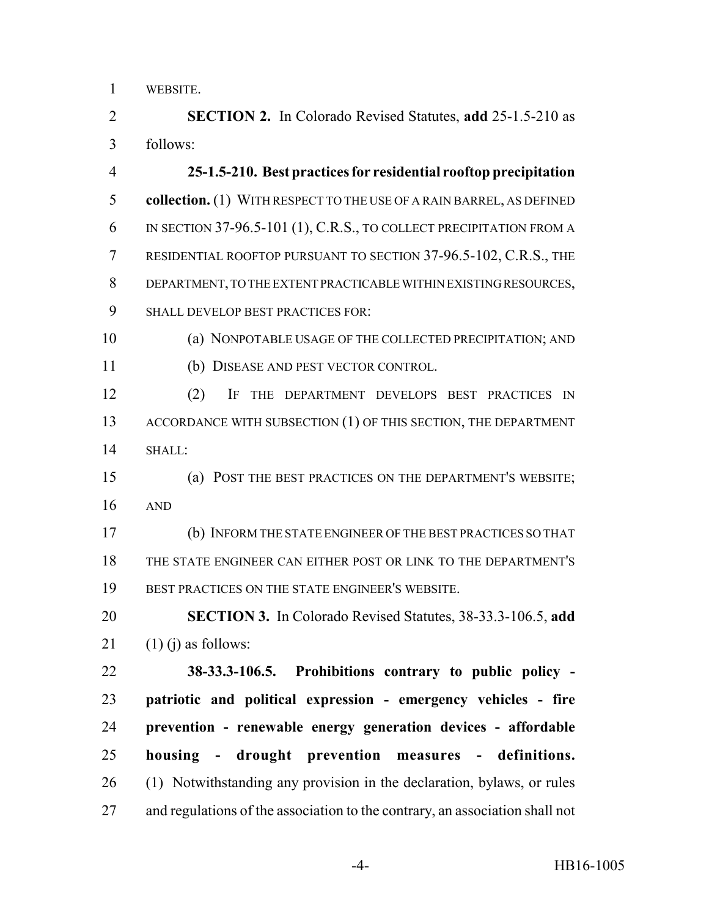WEBSITE.

**SECTION 2.** In Colorado Revised Statutes, **add** 25-1.5-210 as follows:

**25-1.5-210. Best practices for residential rooftop precipitation collection.** (1) WITH RESPECT TO THE USE OF A RAIN BARREL, AS DEFINED IN SECTION 37-96.5-101 (1), C.R.S., TO COLLECT PRECIPITATION FROM A RESIDENTIAL ROOFTOP PURSUANT TO SECTION 37-96.5-102, C.R.S., THE DEPARTMENT, TO THE EXTENT PRACTICABLE WITHIN EXISTING RESOURCES, SHALL DEVELOP BEST PRACTICES FOR:

(a) NONPOTABLE USAGE OF THE COLLECTED PRECIPITATION; AND

(b) DISEASE AND PEST VECTOR CONTROL.

(2) IF THE DEPARTMENT DEVELOPS BEST PRACTICES IN ACCORDANCE WITH SUBSECTION (1) OF THIS SECTION, THE DEPARTMENT SHALL:

(a) POST THE BEST PRACTICES ON THE DEPARTMENT'S WEBSITE; AND

(b) INFORM THE STATE ENGINEER OF THE BEST PRACTICES SO THAT THE STATE ENGINEER CAN EITHER POST OR LINK TO THE DEPARTMENT'S BEST PRACTICES ON THE STATE ENGINEER'S WEBSITE.

**SECTION 3.** In Colorado Revised Statutes, 38-33.3-106.5, **add** (1) (j) as follows:

**38-33.3-106.5. Prohibitions contrary to public policy - patriotic and political expression - emergency vehicles - fire prevention - renewable energy generation devices - affordable housing - drought prevention measures - definitions.** (1) Notwithstanding any provision in the declaration, bylaws, or rules and regulations of the association to the contrary, an association shall not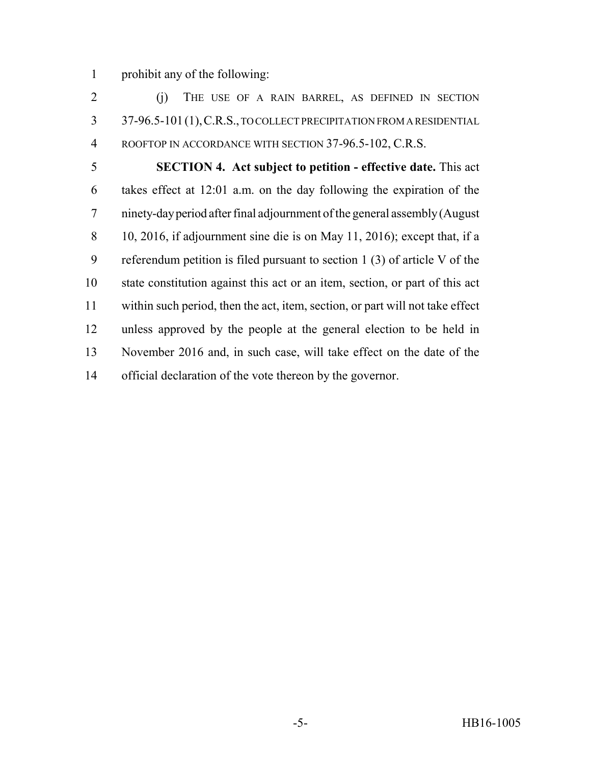prohibit any of the following:

(j) THE USE OF A RAIN BARREL, AS DEFINED IN SECTION 37-96.5-101 (1), C.R.S., TO COLLECT PRECIPITATION FROM A RESIDENTIAL ROOFTOP IN ACCORDANCE WITH SECTION 37-96.5-102, C.R.S.

**SECTION 4. Act subject to petition - effective date.** This act takes effect at 12:01 a.m. on the day following the expiration of the ninety-day period after final adjournment of the general assembly (August 10, 2016, if adjournment sine die is on May 11, 2016); except that, if a referendum petition is filed pursuant to section 1 (3) of article V of the state constitution against this act or an item, section, or part of this act within such period, then the act, item, section, or part will not take effect unless approved by the people at the general election to be held in November 2016 and, in such case, will take effect on the date of the official declaration of the vote thereon by the governor.